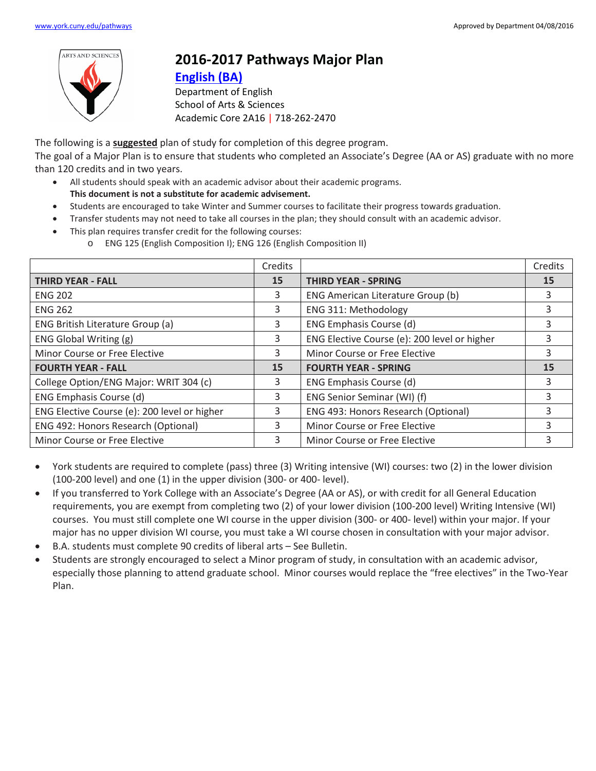www.york.cuny.edu/pathways

Approved by Department 04/08/2016

# 2016-2017 Pathways Major Plan

## English (BA)

Department of English
School of Arts & Sciences
Academic Core 2A16 | 718-262-2470

The following is a **suggested** plan of study for completion of this degree program.
The goal of a Major Plan is to ensure that students who completed an Associate's Degree (AA or AS) graduate with no more than 120 credits and in two years.

- All students should speak with an academic advisor about their academic programs.
  **This document is not a substitute for academic advisement.**
- Students are encouraged to take Winter and Summer courses to facilitate their progress towards graduation.
- Transfer students may not need to take all courses in the plan; they should consult with an academic advisor.
- This plan requires transfer credit for the following courses:
  - ENG 125 (English Composition I); ENG 126 (English Composition II)

| | Credits | | Credits |
|---|---|---|---|
| **THIRD YEAR - FALL** | **15** | **THIRD YEAR - SPRING** | **15** |
| ENG 202 | 3 | ENG American Literature Group (b) | 3 |
| ENG 262 | 3 | ENG 311: Methodology | 3 |
| ENG British Literature Group (a) | 3 | ENG Emphasis Course (d) | 3 |
| ENG Global Writing (g) | 3 | ENG Elective Course (e): 200 level or higher | 3 |
| Minor Course or Free Elective | 3 | Minor Course or Free Elective | 3 |
| **FOURTH YEAR - FALL** | **15** | **FOURTH YEAR - SPRING** | **15** |
| College Option/ENG Major: WRIT 304 (c) | 3 | ENG Emphasis Course (d) | 3 |
| ENG Emphasis Course (d) | 3 | ENG Senior Seminar (WI) (f) | 3 |
| ENG Elective Course (e): 200 level or higher | 3 | ENG 493: Honors Research (Optional) | 3 |
| ENG 492: Honors Research (Optional) | 3 | Minor Course or Free Elective | 3 |
| Minor Course or Free Elective | 3 | Minor Course or Free Elective | 3 |

- York students are required to complete (pass) three (3) Writing intensive (WI) courses: two (2) in the lower division (100-200 level) and one (1) in the upper division (300- or 400- level).
- If you transferred to York College with an Associate's Degree (AA or AS), or with credit for all General Education requirements, you are exempt from completing two (2) of your lower division (100-200 level) Writing Intensive (WI) courses. You must still complete one WI course in the upper division (300- or 400- level) within your major. If your major has no upper division WI course, you must take a WI course chosen in consultation with your major advisor.
- B.A. students must complete 90 credits of liberal arts – See Bulletin.
- Students are strongly encouraged to select a Minor program of study, in consultation with an academic advisor, especially those planning to attend graduate school. Minor courses would replace the "free electives" in the Two-Year Plan.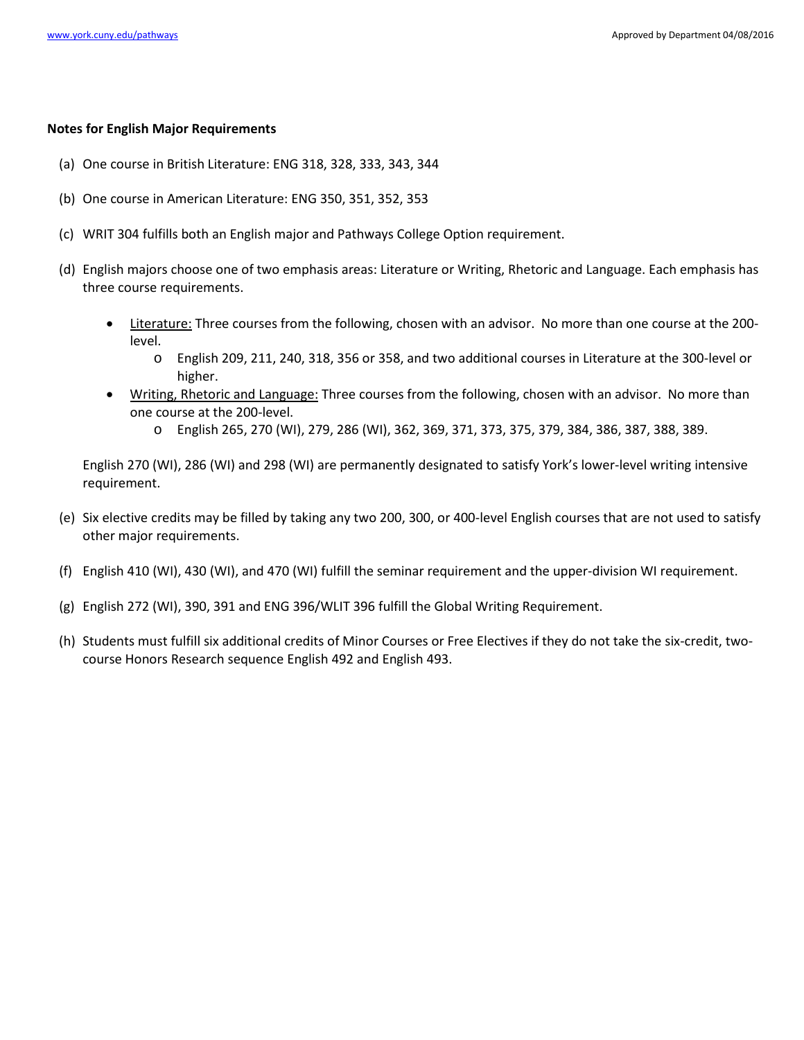**Notes for English Major Requirements**

(a) One course in British Literature: ENG 318, 328, 333, 343, 344

(b) One course in American Literature: ENG 350, 351, 352, 353

(c) WRIT 304 fulfills both an English major and Pathways College Option requirement.

(d) English majors choose one of two emphasis areas: Literature or Writing, Rhetoric and Language. Each emphasis has three course requirements.

- Literature: Three courses from the following, chosen with an advisor. No more than one course at the 200-level.
  - English 209, 211, 240, 318, 356 or 358, and two additional courses in Literature at the 300-level or higher.
- Writing, Rhetoric and Language: Three courses from the following, chosen with an advisor. No more than one course at the 200-level.
  - English 265, 270 (WI), 279, 286 (WI), 362, 369, 371, 373, 375, 379, 384, 386, 387, 388, 389.

English 270 (WI), 286 (WI) and 298 (WI) are permanently designated to satisfy York's lower-level writing intensive requirement.

(e) Six elective credits may be filled by taking any two 200, 300, or 400-level English courses that are not used to satisfy other major requirements.

(f) English 410 (WI), 430 (WI), and 470 (WI) fulfill the seminar requirement and the upper-division WI requirement.

(g) English 272 (WI), 390, 391 and ENG 396/WLIT 396 fulfill the Global Writing Requirement.

(h) Students must fulfill six additional credits of Minor Courses or Free Electives if they do not take the six-credit, two-course Honors Research sequence English 492 and English 493.